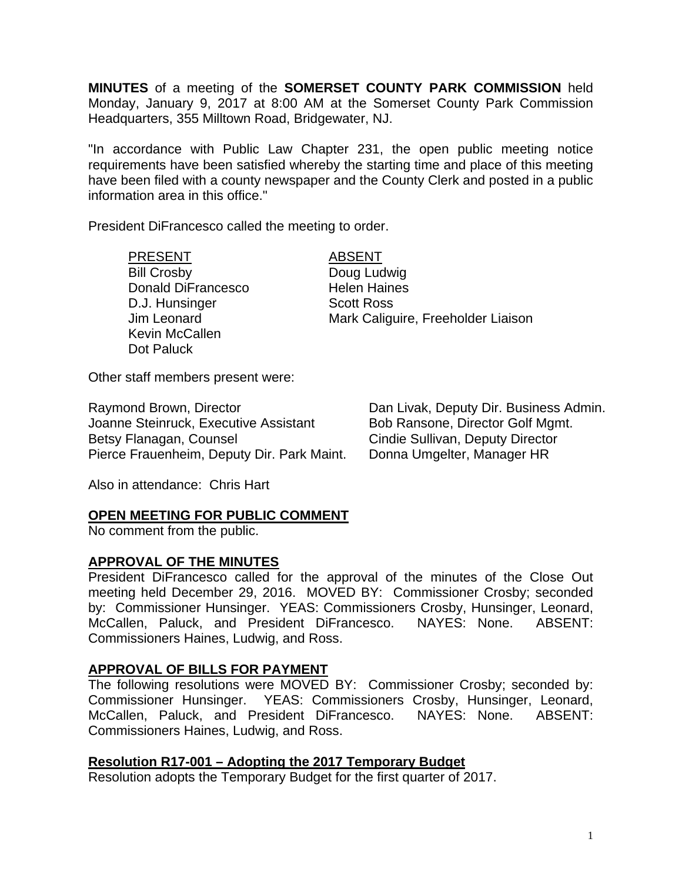**MINUTES** of a meeting of the **SOMERSET COUNTY PARK COMMISSION** held Monday, January 9, 2017 at 8:00 AM at the Somerset County Park Commission Headquarters, 355 Milltown Road, Bridgewater, NJ.

"In accordance with Public Law Chapter 231, the open public meeting notice requirements have been satisfied whereby the starting time and place of this meeting have been filed with a county newspaper and the County Clerk and posted in a public information area in this office."

President DiFrancesco called the meeting to order.

| PRESENT | ABSENT |
|---|---|
| Bill Crosby | Doug Ludwig |
| Donald DiFrancesco | Helen Haines |
| D.J. Hunsinger | Scott Ross |
| Jim Leonard | Mark Caliguire, Freeholder Liaison |
| Kevin McCallen | |
| Dot Paluck | |

Other staff members present were:

| | |
|---|---|
| Raymond Brown, Director | Dan Livak, Deputy Dir. Business Admin. |
| Joanne Steinruck, Executive Assistant | Bob Ransone, Director Golf Mgmt. |
| Betsy Flanagan, Counsel | Cindie Sullivan, Deputy Director |
| Pierce Frauenheim, Deputy Dir. Park Maint. | Donna Umgelter, Manager HR |

Also in attendance: Chris Hart

## OPEN MEETING FOR PUBLIC COMMENT

No comment from the public.

## APPROVAL OF THE MINUTES

President DiFrancesco called for the approval of the minutes of the Close Out meeting held December 29, 2016. MOVED BY: Commissioner Crosby; seconded by: Commissioner Hunsinger. YEAS: Commissioners Crosby, Hunsinger, Leonard, McCallen, Paluck, and President DiFrancesco. NAYES: None. ABSENT: Commissioners Haines, Ludwig, and Ross.

## APPROVAL OF BILLS FOR PAYMENT

The following resolutions were MOVED BY: Commissioner Crosby; seconded by: Commissioner Hunsinger. YEAS: Commissioners Crosby, Hunsinger, Leonard, McCallen, Paluck, and President DiFrancesco. NAYES: None. ABSENT: Commissioners Haines, Ludwig, and Ross.

## Resolution R17-001 – Adopting the 2017 Temporary Budget

Resolution adopts the Temporary Budget for the first quarter of 2017.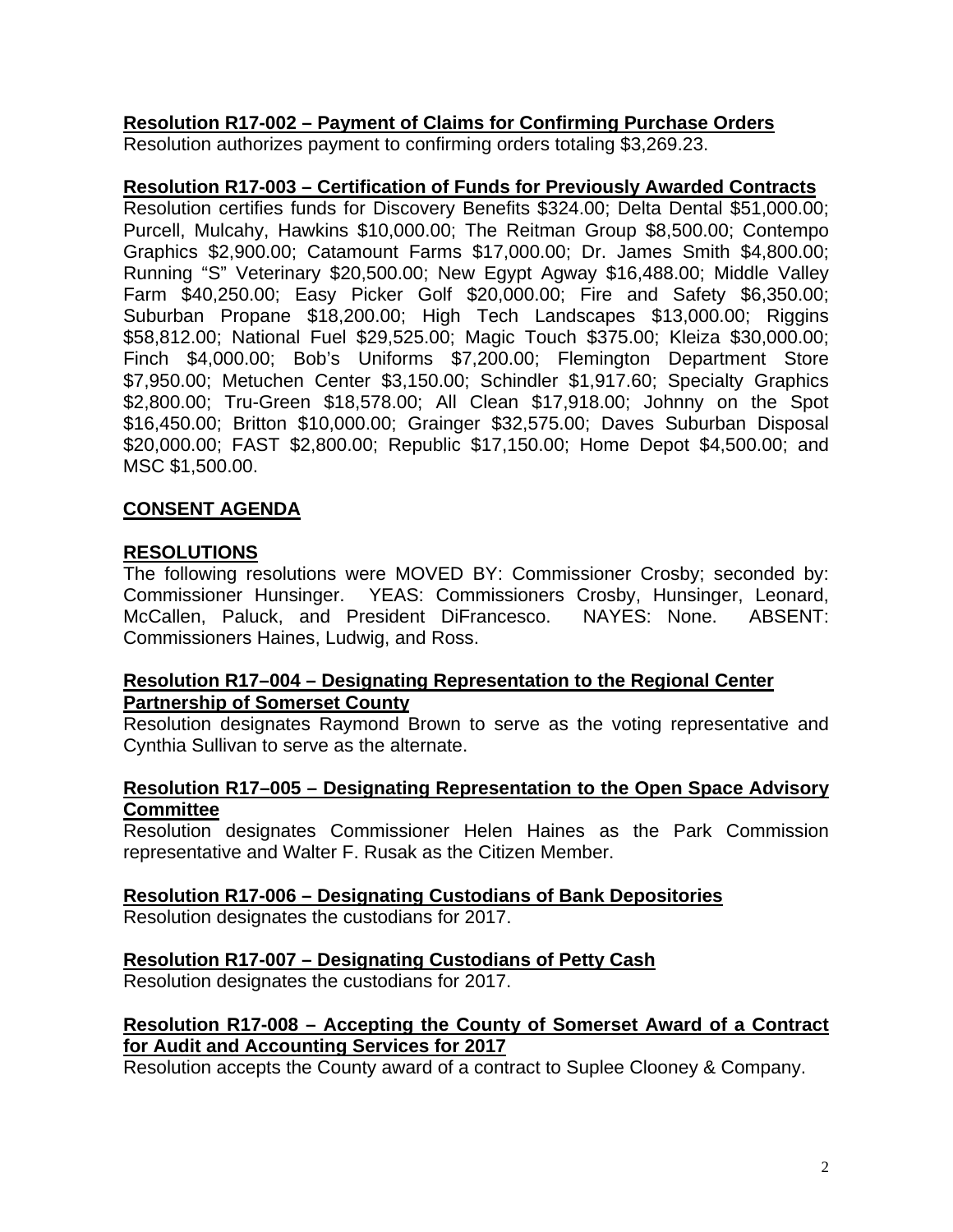**Resolution R17-002 – Payment of Claims for Confirming Purchase Orders**
Resolution authorizes payment to confirming orders totaling $3,269.23.

**Resolution R17-003 – Certification of Funds for Previously Awarded Contracts**
Resolution certifies funds for Discovery Benefits $324.00; Delta Dental $51,000.00; Purcell, Mulcahy, Hawkins $10,000.00; The Reitman Group $8,500.00; Contempo Graphics $2,900.00; Catamount Farms $17,000.00; Dr. James Smith $4,800.00; Running "S" Veterinary $20,500.00; New Egypt Agway $16,488.00; Middle Valley Farm $40,250.00; Easy Picker Golf $20,000.00; Fire and Safety $6,350.00; Suburban Propane $18,200.00; High Tech Landscapes $13,000.00; Riggins $58,812.00; National Fuel $29,525.00; Magic Touch $375.00; Kleiza $30,000.00; Finch $4,000.00; Bob's Uniforms $7,200.00; Flemington Department Store $7,950.00; Metuchen Center $3,150.00; Schindler $1,917.60; Specialty Graphics $2,800.00; Tru-Green $18,578.00; All Clean $17,918.00; Johnny on the Spot $16,450.00; Britton $10,000.00; Grainger $32,575.00; Daves Suburban Disposal $20,000.00; FAST $2,800.00; Republic $17,150.00; Home Depot $4,500.00; and MSC $1,500.00.

**CONSENT AGENDA**

**RESOLUTIONS**
The following resolutions were MOVED BY: Commissioner Crosby; seconded by: Commissioner Hunsinger. YEAS: Commissioners Crosby, Hunsinger, Leonard, McCallen, Paluck, and President DiFrancesco. NAYES: None. ABSENT: Commissioners Haines, Ludwig, and Ross.

**Resolution R17–004 – Designating Representation to the Regional Center Partnership of Somerset County**
Resolution designates Raymond Brown to serve as the voting representative and Cynthia Sullivan to serve as the alternate.

**Resolution R17–005 – Designating Representation to the Open Space Advisory Committee**
Resolution designates Commissioner Helen Haines as the Park Commission representative and Walter F. Rusak as the Citizen Member.

**Resolution R17-006 – Designating Custodians of Bank Depositories**
Resolution designates the custodians for 2017.

**Resolution R17-007 – Designating Custodians of Petty Cash**
Resolution designates the custodians for 2017.

**Resolution R17-008 – Accepting the County of Somerset Award of a Contract for Audit and Accounting Services for 2017**
Resolution accepts the County award of a contract to Suplee Clooney & Company.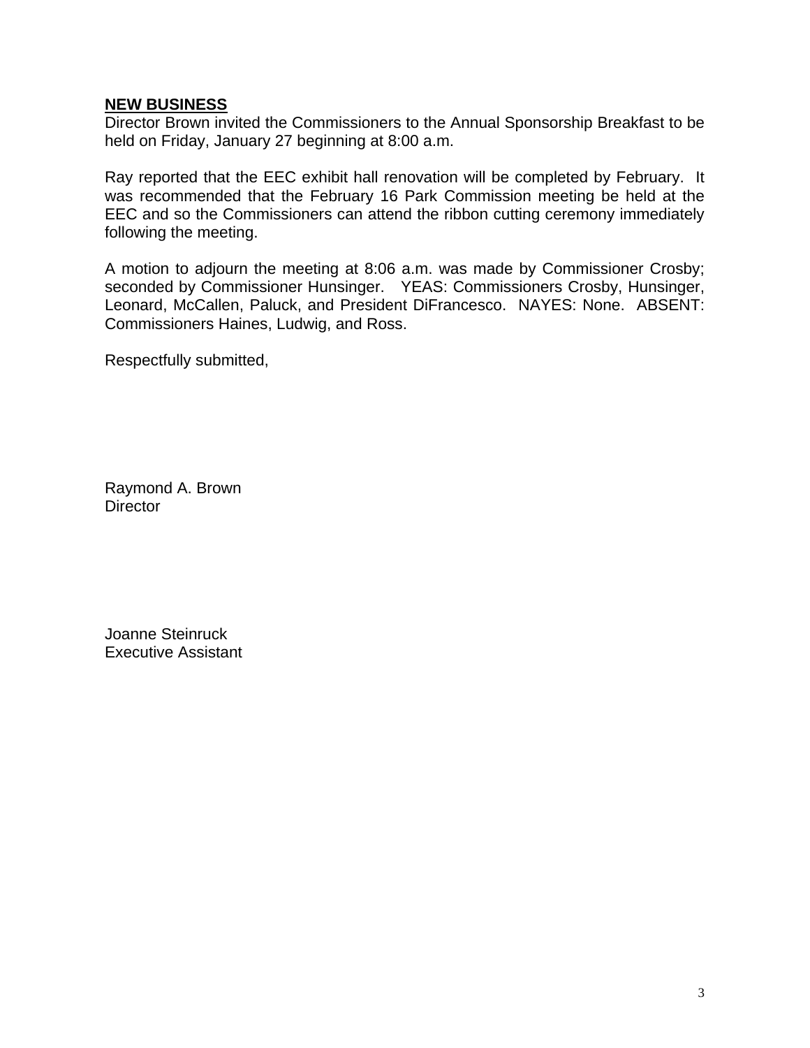**NEW BUSINESS**

Director Brown invited the Commissioners to the Annual Sponsorship Breakfast to be held on Friday, January 27 beginning at 8:00 a.m.

Ray reported that the EEC exhibit hall renovation will be completed by February. It was recommended that the February 16 Park Commission meeting be held at the EEC and so the Commissioners can attend the ribbon cutting ceremony immediately following the meeting.

A motion to adjourn the meeting at 8:06 a.m. was made by Commissioner Crosby; seconded by Commissioner Hunsinger. YEAS: Commissioners Crosby, Hunsinger, Leonard, McCallen, Paluck, and President DiFrancesco. NAYES: None. ABSENT: Commissioners Haines, Ludwig, and Ross.

Respectfully submitted,

Raymond A. Brown
Director

Joanne Steinruck
Executive Assistant